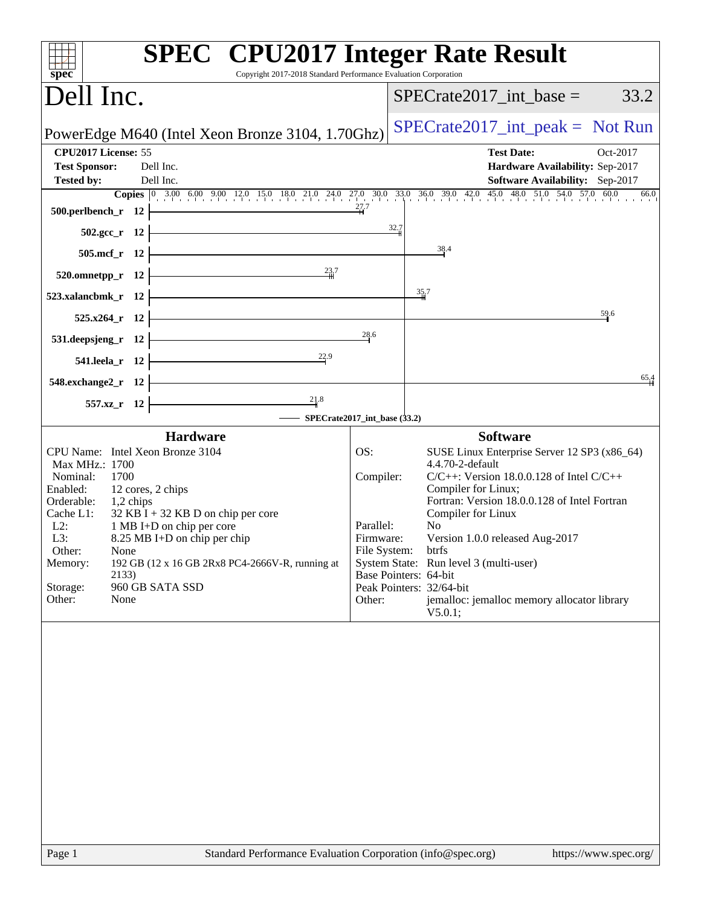# SPEC CPU2017 Integer Rate Result

Copyright 2017-2018 Standard Performance Evaluation Corporation

## Dell Inc.

PowerEdge M640 (Intel Xeon Bronze 3104, 1.70Ghz)

SPECrate2017_int_base = 33.2

SPECrate2017_int_peak = Not Run

**CPU2017 License:** 55
**Test Sponsor:** Dell Inc.
**Tested by:** Dell Inc.

**Test Date:** Oct-2017
**Hardware Availability:** Sep-2017
**Software Availability:** Sep-2017

| Benchmark | Copies | Base Ratio |
|---|---|---|
| 500.perlbench_r | 12 | 27.7 |
| 502.gcc_r | 12 | 32.7 |
| 505.mcf_r | 12 | 38.4 |
| 520.omnetpp_r | 12 | 23.7 |
| 523.xalancbmk_r | 12 | 35.7 |
| 525.x264_r | 12 | 59.6 |
| 531.deepsjeng_r | 12 | 28.6 |
| 541.leela_r | 12 | 22.9 |
| 548.exchange2_r | 12 | 65.4 |
| 557.xz_r | 12 | 21.8 |

SPECrate2017_int_base (33.2)

### Hardware

- CPU Name: Intel Xeon Bronze 3104
- Max MHz.: 1700
- Nominal: 1700
- Enabled: 12 cores, 2 chips
- Orderable: 1,2 chips
- Cache L1: 32 KB I + 32 KB D on chip per core
- L2: 1 MB I+D on chip per core
- L3: 8.25 MB I+D on chip per chip
- Other: None
- Memory: 192 GB (12 x 16 GB 2Rx8 PC4-2666V-R, running at 2133)
- Storage: 960 GB SATA SSD
- Other: None

### Software

- OS: SUSE Linux Enterprise Server 12 SP3 (x86_64) 4.4.70-2-default
- Compiler: C/C++: Version 18.0.0.128 of Intel C/C++ Compiler for Linux; Fortran: Version 18.0.0.128 of Intel Fortran Compiler for Linux
- Parallel: No
- Firmware: Version 1.0.0 released Aug-2017
- File System: btrfs
- System State: Run level 3 (multi-user)
- Base Pointers: 64-bit
- Peak Pointers: 32/64-bit
- Other: jemalloc: jemalloc memory allocator library V5.0.1;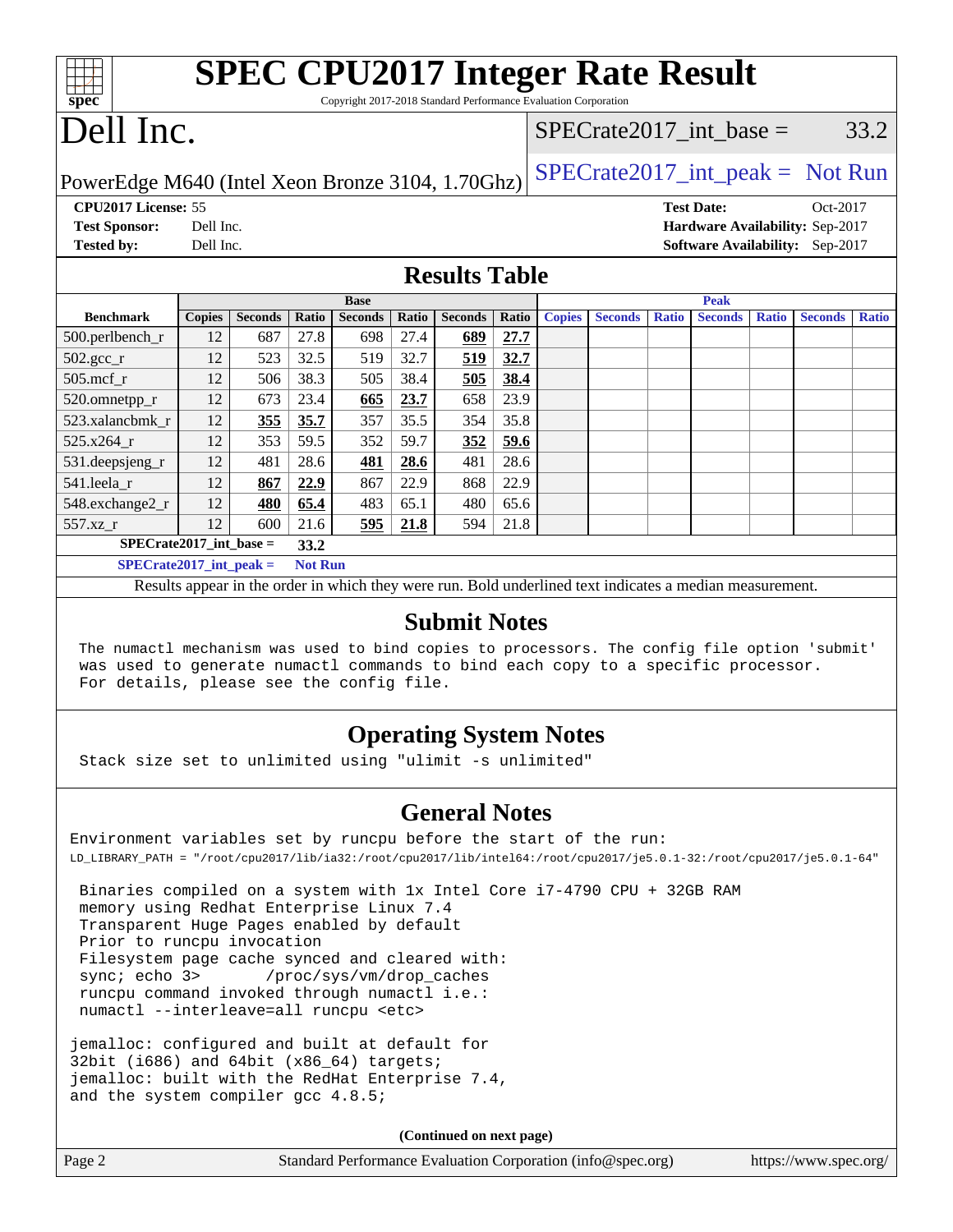# SPEC CPU2017 Integer Rate Result

Copyright 2017-2018 Standard Performance Evaluation Corporation

# Dell Inc.

PowerEdge M640 (Intel Xeon Bronze 3104, 1.70Ghz)

SPECrate2017_int_base = 33.2

SPECrate2017_int_peak = Not Run

**CPU2017 License:** 55
**Test Sponsor:** Dell Inc.
**Tested by:** Dell Inc.

**Test Date:** Oct-2017
**Hardware Availability:** Sep-2017
**Software Availability:** Sep-2017

## Results Table

| Benchmark | Base | | | | | | | Peak | | | | | | |
|---|---|---|---|---|---|---|---|---|---|---|---|---|---|---|
| | Copies | Seconds | Ratio | Seconds | Ratio | Seconds | Ratio | Copies | Seconds | Ratio | Seconds | Ratio | Seconds | Ratio |
| 500.perlbench_r | 12 | 687 | 27.8 | 698 | 27.4 | **689** | **27.7** | | | | | | | |
| 502.gcc_r | 12 | 523 | 32.5 | 519 | 32.7 | **519** | **32.7** | | | | | | | |
| 505.mcf_r | 12 | 506 | 38.3 | 505 | 38.4 | **505** | **38.4** | | | | | | | |
| 520.omnetpp_r | 12 | 673 | 23.4 | **665** | **23.7** | 658 | 23.9 | | | | | | | |
| 523.xalancbmk_r | 12 | **355** | **35.7** | 357 | 35.5 | 354 | 35.8 | | | | | | | |
| 525.x264_r | 12 | 353 | 59.5 | 352 | 59.7 | **352** | **59.6** | | | | | | | |
| 531.deepsjeng_r | 12 | 481 | 28.6 | **481** | **28.6** | 481 | 28.6 | | | | | | | |
| 541.leela_r | 12 | **867** | **22.9** | 867 | 22.9 | 868 | 22.9 | | | | | | | |
| 548.exchange2_r | 12 | **480** | **65.4** | 483 | 65.1 | 480 | 65.6 | | | | | | | |
| 557.xz_r | 12 | 600 | 21.6 | **595** | **21.8** | 594 | 21.8 | | | | | | | |

**SPECrate2017_int_base = 33.2**

**SPECrate2017_int_peak = Not Run**

Results appear in the order in which they were run. Bold underlined text indicates a median measurement.

## Submit Notes

```
The numactl mechanism was used to bind copies to processors. The config file option 'submit'
was used to generate numactl commands to bind each copy to a specific processor.
For details, please see the config file.
```

## Operating System Notes

```
Stack size set to unlimited using "ulimit -s unlimited"
```

## General Notes

```
Environment variables set by runcpu before the start of the run:
LD_LIBRARY_PATH = "/root/cpu2017/lib/ia32:/root/cpu2017/lib/intel64:/root/cpu2017/je5.0.1-32:/root/cpu2017/je5.0.1-64"

 Binaries compiled on a system with 1x Intel Core i7-4790 CPU + 32GB RAM
 memory using Redhat Enterprise Linux 7.4
 Transparent Huge Pages enabled by default
 Prior to runcpu invocation
 Filesystem page cache synced and cleared with:
 sync; echo 3>       /proc/sys/vm/drop_caches
 runcpu command invoked through numactl i.e.:
 numactl --interleave=all runcpu <etc>

jemalloc: configured and built at default for
32bit (i686) and 64bit (x86_64) targets;
jemalloc: built with the RedHat Enterprise 7.4,
and the system compiler gcc 4.8.5;
```

**(Continued on next page)**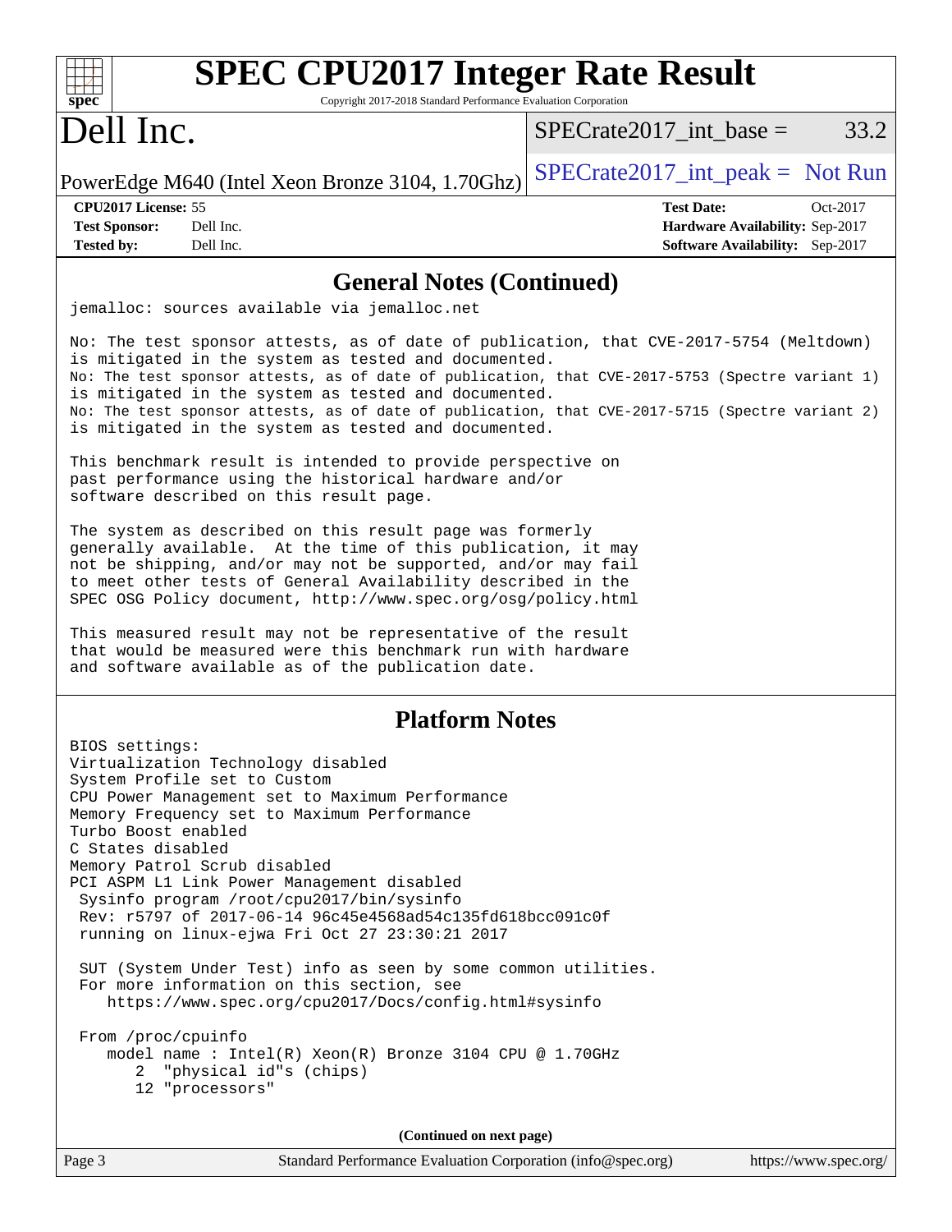## General Notes (Continued)

```
jemalloc: sources available via jemalloc.net

No: The test sponsor attests, as of date of publication, that CVE-2017-5754 (Meltdown)
is mitigated in the system as tested and documented.
No: The test sponsor attests, as of date of publication, that CVE-2017-5753 (Spectre variant 1)
is mitigated in the system as tested and documented.
No: The test sponsor attests, as of date of publication, that CVE-2017-5715 (Spectre variant 2)
is mitigated in the system as tested and documented.

This benchmark result is intended to provide perspective on
past performance using the historical hardware and/or
software described on this result page.

The system as described on this result page was formerly
generally available.  At the time of this publication, it may
not be shipping, and/or may not be supported, and/or may fail
to meet other tests of General Availability described in the
SPEC OSG Policy document, http://www.spec.org/osg/policy.html

This measured result may not be representative of the result
that would be measured were this benchmark run with hardware
and software available as of the publication date.
```

## Platform Notes

```
BIOS settings:
Virtualization Technology disabled
System Profile set to Custom
CPU Power Management set to Maximum Performance
Memory Frequency set to Maximum Performance
Turbo Boost enabled
C States disabled
Memory Patrol Scrub disabled
PCI ASPM L1 Link Power Management disabled
 Sysinfo program /root/cpu2017/bin/sysinfo
 Rev: r5797 of 2017-06-14 96c45e4568ad54c135fd618bcc091c0f
 running on linux-ejwa Fri Oct 27 23:30:21 2017

 SUT (System Under Test) info as seen by some common utilities.
 For more information on this section, see
    https://www.spec.org/cpu2017/Docs/config.html#sysinfo

 From /proc/cpuinfo
    model name : Intel(R) Xeon(R) Bronze 3104 CPU @ 1.70GHz
       2  "physical id"s (chips)
       12 "processors"
```

(Continued on next page)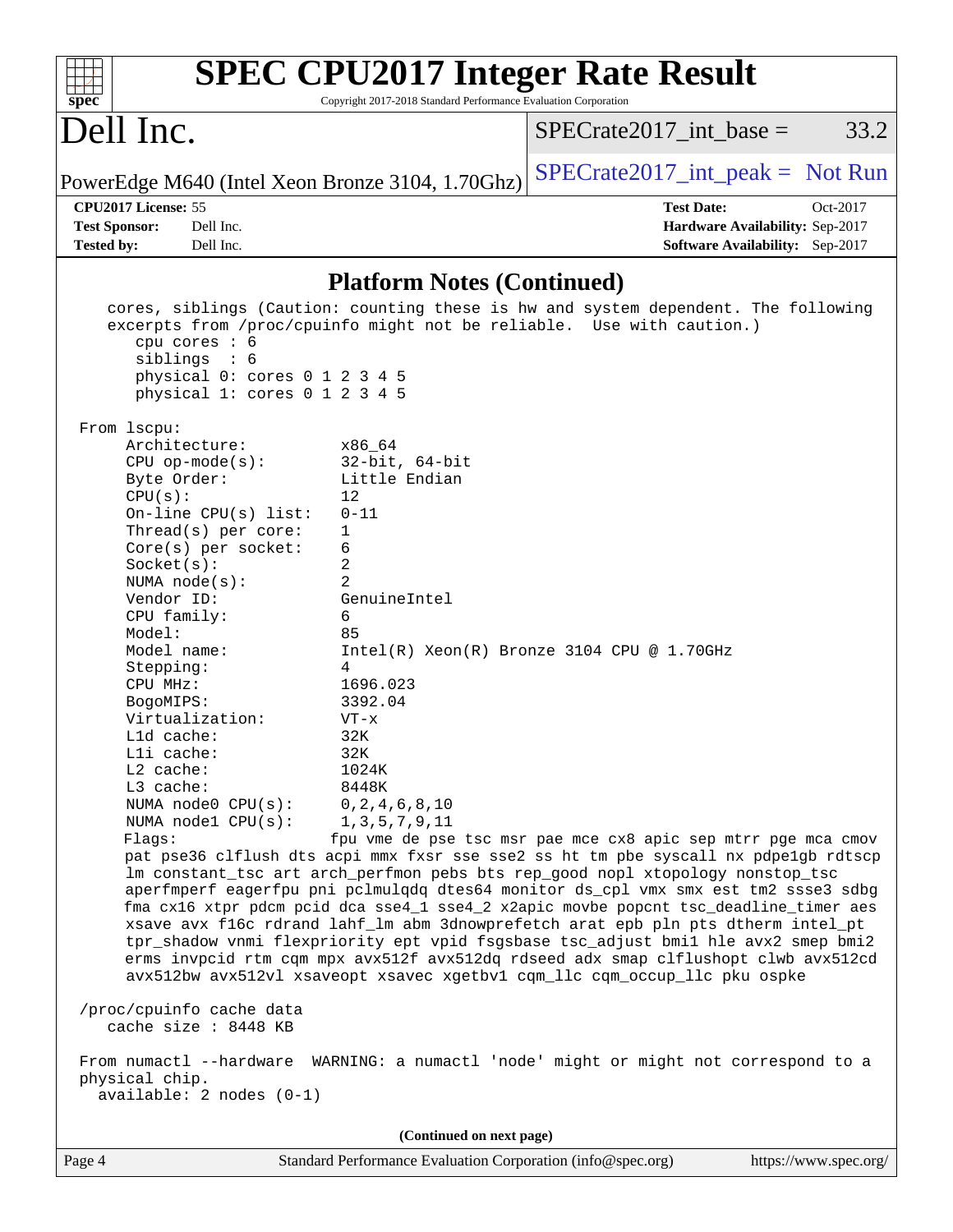## Platform Notes (Continued)

```
   cores, siblings (Caution: counting these is hw and system dependent. The following
   excerpts from /proc/cpuinfo might not be reliable.  Use with caution.)
      cpu cores : 6
      siblings  : 6
      physical 0: cores 0 1 2 3 4 5
      physical 1: cores 0 1 2 3 4 5

 From lscpu:
      Architecture:          x86_64
      CPU op-mode(s):        32-bit, 64-bit
      Byte Order:            Little Endian
      CPU(s):                12
      On-line CPU(s) list:   0-11
      Thread(s) per core:    1
      Core(s) per socket:    6
      Socket(s):             2
      NUMA node(s):          2
      Vendor ID:             GenuineIntel
      CPU family:            6
      Model:                 85
      Model name:            Intel(R) Xeon(R) Bronze 3104 CPU @ 1.70GHz
      Stepping:              4
      CPU MHz:               1696.023
      BogoMIPS:              3392.04
      Virtualization:        VT-x
      L1d cache:             32K
      L1i cache:             32K
      L2 cache:              1024K
      L3 cache:              8448K
      NUMA node0 CPU(s):     0,2,4,6,8,10
      NUMA node1 CPU(s):     1,3,5,7,9,11
      Flags:                fpu vme de pse tsc msr pae mce cx8 apic sep mtrr pge mca cmov
      pat pse36 clflush dts acpi mmx fxsr sse sse2 ss ht tm pbe syscall nx pdpe1gb rdtscp
      lm constant_tsc art arch_perfmon pebs bts rep_good nopl xtopology nonstop_tsc
      aperfmperf eagerfpu pni pclmulqdq dtes64 monitor ds_cpl vmx smx est tm2 ssse3 sdbg
      fma cx16 xtpr pdcm pcid dca sse4_1 sse4_2 x2apic movbe popcnt tsc_deadline_timer aes
      xsave avx f16c rdrand lahf_lm abm 3dnowprefetch arat epb pln pts dtherm intel_pt
      tpr_shadow vnmi flexpriority ept vpid fsgsbase tsc_adjust bmi1 hle avx2 smep bmi2
      erms invpcid rtm cqm mpx avx512f avx512dq rdseed adx smap clflushopt clwb avx512cd
      avx512bw avx512vl xsaveopt xsavec xgetbv1 cqm_llc cqm_occup_llc pku ospke

 /proc/cpuinfo cache data
    cache size : 8448 KB

 From numactl --hardware  WARNING: a numactl 'node' might or might not correspond to a
 physical chip.
   available: 2 nodes (0-1)
```

(Continued on next page)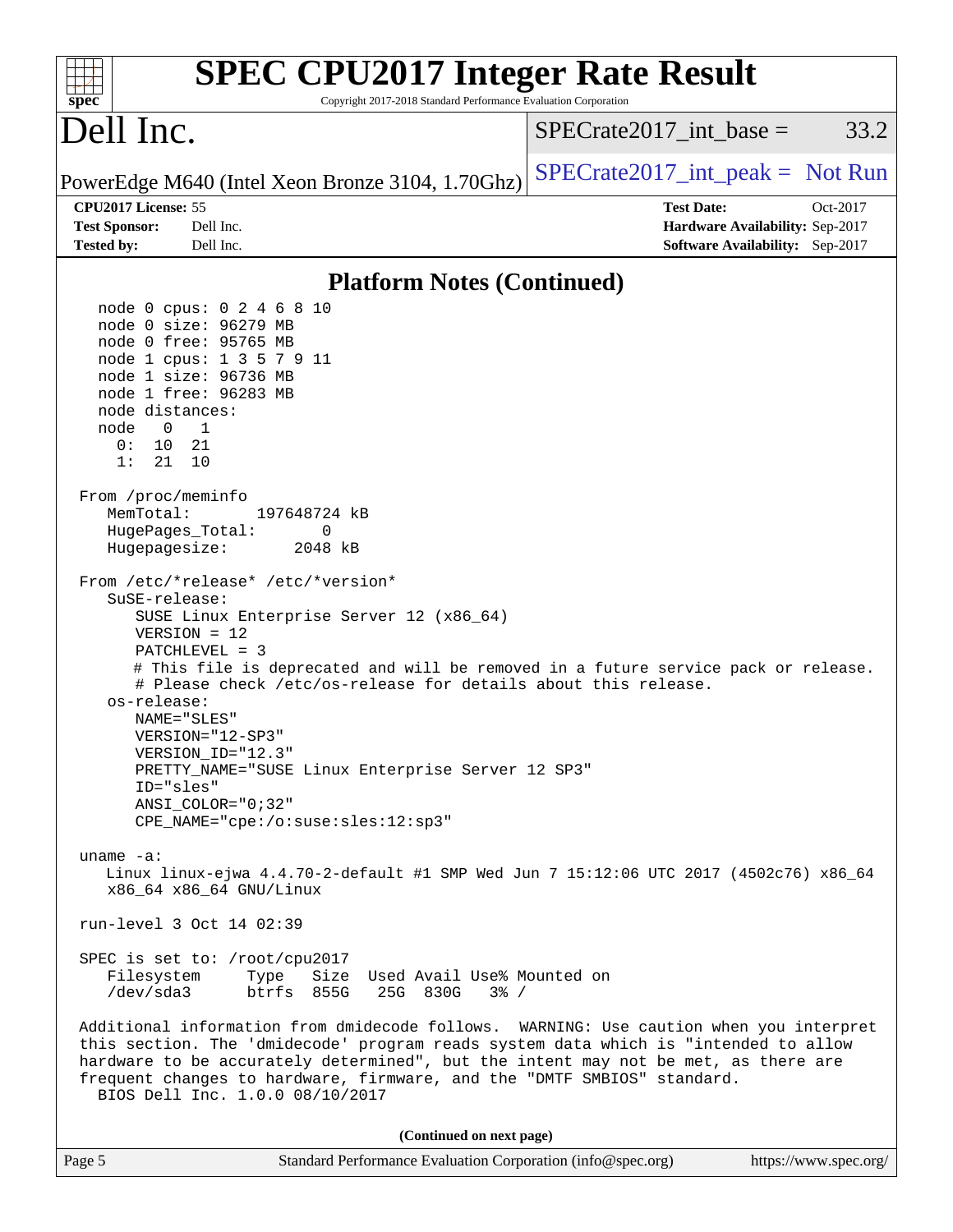## Platform Notes (Continued)

```
  node 0 cpus: 0 2 4 6 8 10
  node 0 size: 96279 MB
  node 0 free: 95765 MB
  node 1 cpus: 1 3 5 7 9 11
  node 1 size: 96736 MB
  node 1 free: 96283 MB
  node distances:
  node   0   1
    0:  10  21
    1:  21  10

From /proc/meminfo
   MemTotal:       197648724 kB
   HugePages_Total:       0
   Hugepagesize:       2048 kB

From /etc/*release* /etc/*version*
   SuSE-release:
      SUSE Linux Enterprise Server 12 (x86_64)
      VERSION = 12
      PATCHLEVEL = 3
      # This file is deprecated and will be removed in a future service pack or release.
      # Please check /etc/os-release for details about this release.
   os-release:
      NAME="SLES"
      VERSION="12-SP3"
      VERSION_ID="12.3"
      PRETTY_NAME="SUSE Linux Enterprise Server 12 SP3"
      ID="sles"
      ANSI_COLOR="0;32"
      CPE_NAME="cpe:/o:suse:sles:12:sp3"

uname -a:
   Linux linux-ejwa 4.4.70-2-default #1 SMP Wed Jun 7 15:12:06 UTC 2017 (4502c76) x86_64
   x86_64 x86_64 GNU/Linux

run-level 3 Oct 14 02:39

SPEC is set to: /root/cpu2017
   Filesystem     Type   Size  Used Avail Use% Mounted on
   /dev/sda3      btrfs  855G   25G  830G   3% /

Additional information from dmidecode follows.  WARNING: Use caution when you interpret
this section. The 'dmidecode' program reads system data which is "intended to allow
hardware to be accurately determined", but the intent may not be met, as there are
frequent changes to hardware, firmware, and the "DMTF SMBIOS" standard.
  BIOS Dell Inc. 1.0.0 08/10/2017
```

**(Continued on next page)**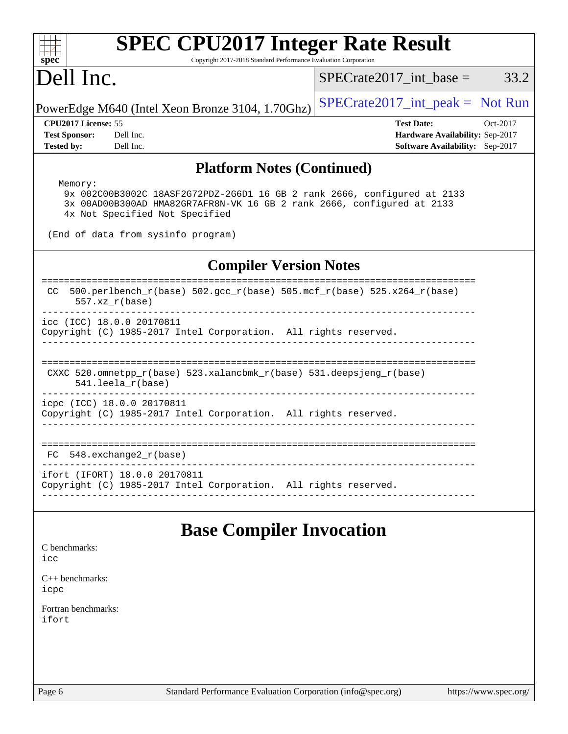## Platform Notes (Continued)

```
  Memory:
    9x 002C00B3002C 18ASF2G72PDZ-2G6D1 16 GB 2 rank 2666, configured at 2133
    3x 00AD00B300AD HMA82GR7AFR8N-VK 16 GB 2 rank 2666, configured at 2133
    4x Not Specified Not Specified

 (End of data from sysinfo program)
```

## Compiler Version Notes

```
==============================================================================
 CC  500.perlbench_r(base) 502.gcc_r(base) 505.mcf_r(base) 525.x264_r(base)
      557.xz_r(base)
------------------------------------------------------------------------------
icc (ICC) 18.0.0 20170811
Copyright (C) 1985-2017 Intel Corporation.  All rights reserved.
------------------------------------------------------------------------------

==============================================================================
 CXXC 520.omnetpp_r(base) 523.xalancbmk_r(base) 531.deepsjeng_r(base)
      541.leela_r(base)
------------------------------------------------------------------------------
icpc (ICC) 18.0.0 20170811
Copyright (C) 1985-2017 Intel Corporation.  All rights reserved.
------------------------------------------------------------------------------

==============================================================================
 FC  548.exchange2_r(base)
------------------------------------------------------------------------------
ifort (IFORT) 18.0.0 20170811
Copyright (C) 1985-2017 Intel Corporation.  All rights reserved.
------------------------------------------------------------------------------
```

# Base Compiler Invocation

C benchmarks:
icc

C++ benchmarks:
icpc

Fortran benchmarks:
ifort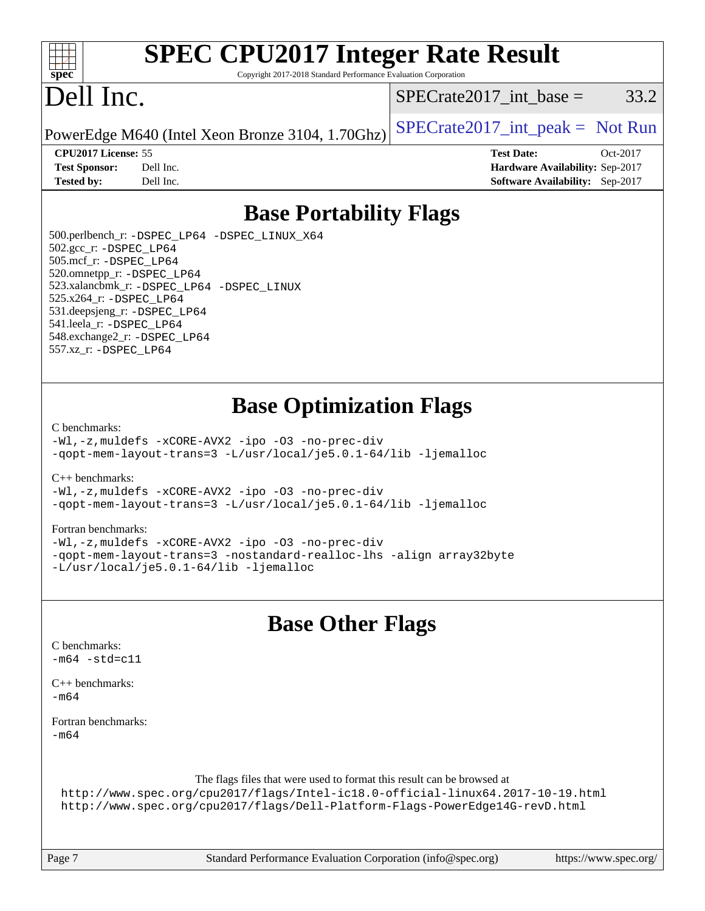# Base Portability Flags

500.perlbench_r: `-DSPEC_LP64 -DSPEC_LINUX_X64`
502.gcc_r: `-DSPEC_LP64`
505.mcf_r: `-DSPEC_LP64`
520.omnetpp_r: `-DSPEC_LP64`
523.xalancbmk_r: `-DSPEC_LP64 -DSPEC_LINUX`
525.x264_r: `-DSPEC_LP64`
531.deepsjeng_r: `-DSPEC_LP64`
541.leela_r: `-DSPEC_LP64`
548.exchange2_r: `-DSPEC_LP64`
557.xz_r: `-DSPEC_LP64`

# Base Optimization Flags

C benchmarks:
```
-Wl,-z,muldefs -xCORE-AVX2 -ipo -O3 -no-prec-div
-qopt-mem-layout-trans=3 -L/usr/local/je5.0.1-64/lib -ljemalloc
```

C++ benchmarks:
```
-Wl,-z,muldefs -xCORE-AVX2 -ipo -O3 -no-prec-div
-qopt-mem-layout-trans=3 -L/usr/local/je5.0.1-64/lib -ljemalloc
```

Fortran benchmarks:
```
-Wl,-z,muldefs -xCORE-AVX2 -ipo -O3 -no-prec-div
-qopt-mem-layout-trans=3 -nostandard-realloc-lhs -align array32byte
-L/usr/local/je5.0.1-64/lib -ljemalloc
```

# Base Other Flags

C benchmarks:
```
-m64 -std=c11
```

C++ benchmarks:
```
-m64
```

Fortran benchmarks:
```
-m64
```

The flags files that were used to format this result can be browsed at
http://www.spec.org/cpu2017/flags/Intel-ic18.0-official-linux64.2017-10-19.html
http://www.spec.org/cpu2017/flags/Dell-Platform-Flags-PowerEdge14G-revD.html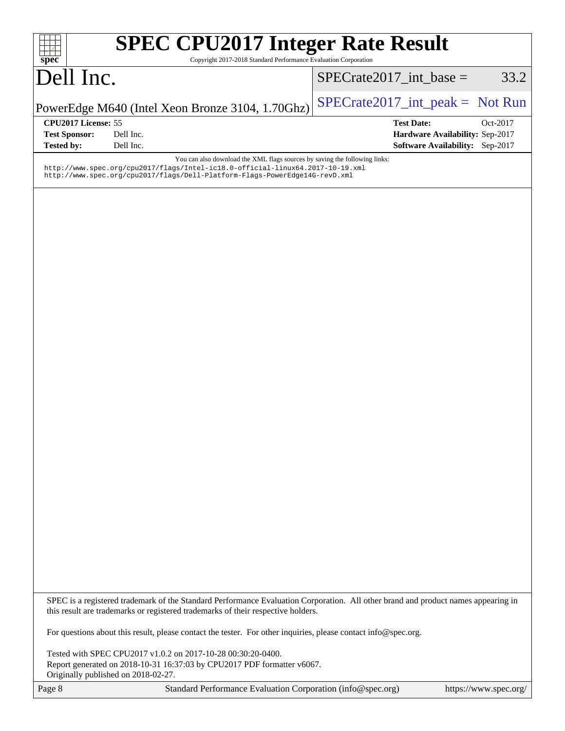You can also download the XML flags sources by saving the following links:
http://www.spec.org/cpu2017/flags/Intel-ic18.0-official-linux64.2017-10-19.xml
http://www.spec.org/cpu2017/flags/Dell-Platform-Flags-PowerEdge14G-revD.xml

SPEC is a registered trademark of the Standard Performance Evaluation Corporation. All other brand and product names appearing in this result are trademarks or registered trademarks of their respective holders.

For questions about this result, please contact the tester. For other inquiries, please contact info@spec.org.

Tested with SPEC CPU2017 v1.0.2 on 2017-10-28 00:30:20-0400.
Report generated on 2018-10-31 16:37:03 by CPU2017 PDF formatter v6067.
Originally published on 2018-02-27.